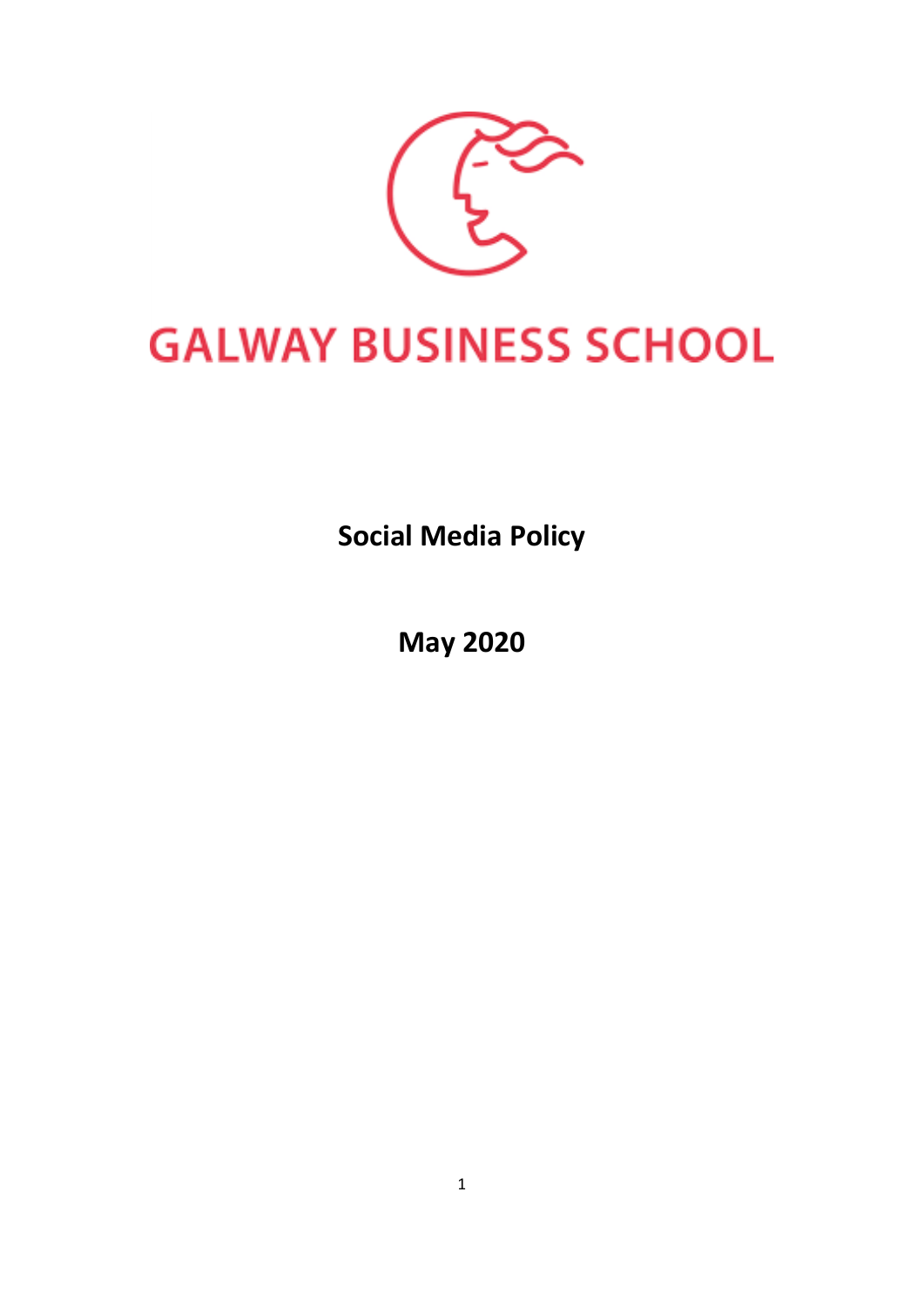GALWAY BUSINESS SCHOOL

# Social Media Policy

## May 2020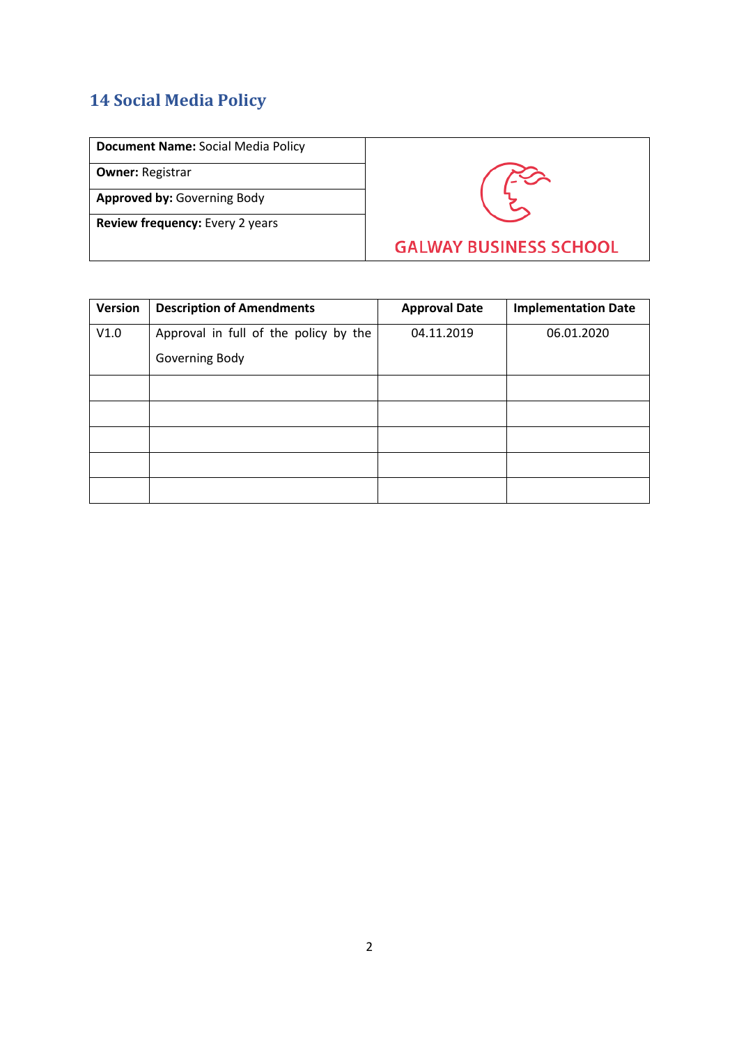## 14 Social Media Policy

| | |
|---|---|
| **Document Name:** Social Media Policy | GALWAY BUSINESS SCHOOL |
| **Owner:** Registrar | |
| **Approved by:** Governing Body | |
| **Review frequency:** Every 2 years | |

| Version | Description of Amendments | Approval Date | Implementation Date |
|---|---|---|---|
| V1.0 | Approval in full of the policy by the Governing Body | 04.11.2019 | 06.01.2020 |
| | | | |
| | | | |
| | | | |
| | | | |
| | | | |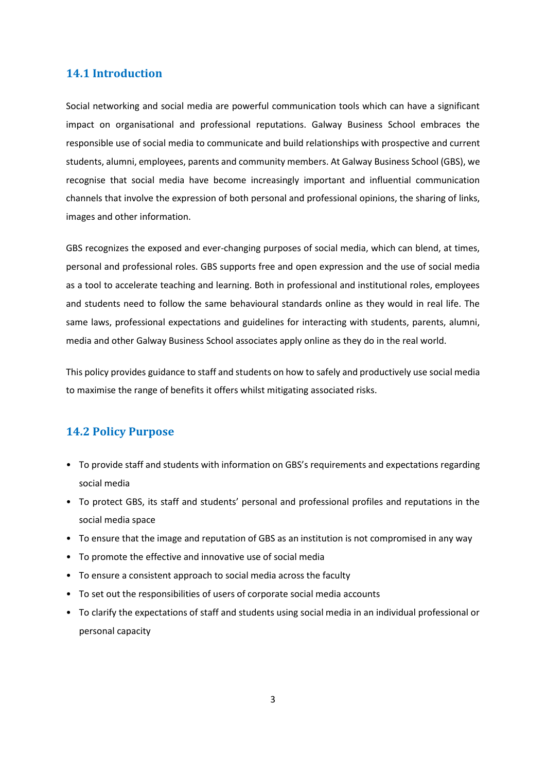## 14.1 Introduction

Social networking and social media are powerful communication tools which can have a significant impact on organisational and professional reputations. Galway Business School embraces the responsible use of social media to communicate and build relationships with prospective and current students, alumni, employees, parents and community members. At Galway Business School (GBS), we recognise that social media have become increasingly important and influential communication channels that involve the expression of both personal and professional opinions, the sharing of links, images and other information.

GBS recognizes the exposed and ever-changing purposes of social media, which can blend, at times, personal and professional roles. GBS supports free and open expression and the use of social media as a tool to accelerate teaching and learning. Both in professional and institutional roles, employees and students need to follow the same behavioural standards online as they would in real life. The same laws, professional expectations and guidelines for interacting with students, parents, alumni, media and other Galway Business School associates apply online as they do in the real world.

This policy provides guidance to staff and students on how to safely and productively use social media to maximise the range of benefits it offers whilst mitigating associated risks.

## 14.2 Policy Purpose

- To provide staff and students with information on GBS's requirements and expectations regarding social media
- To protect GBS, its staff and students' personal and professional profiles and reputations in the social media space
- To ensure that the image and reputation of GBS as an institution is not compromised in any way
- To promote the effective and innovative use of social media
- To ensure a consistent approach to social media across the faculty
- To set out the responsibilities of users of corporate social media accounts
- To clarify the expectations of staff and students using social media in an individual professional or personal capacity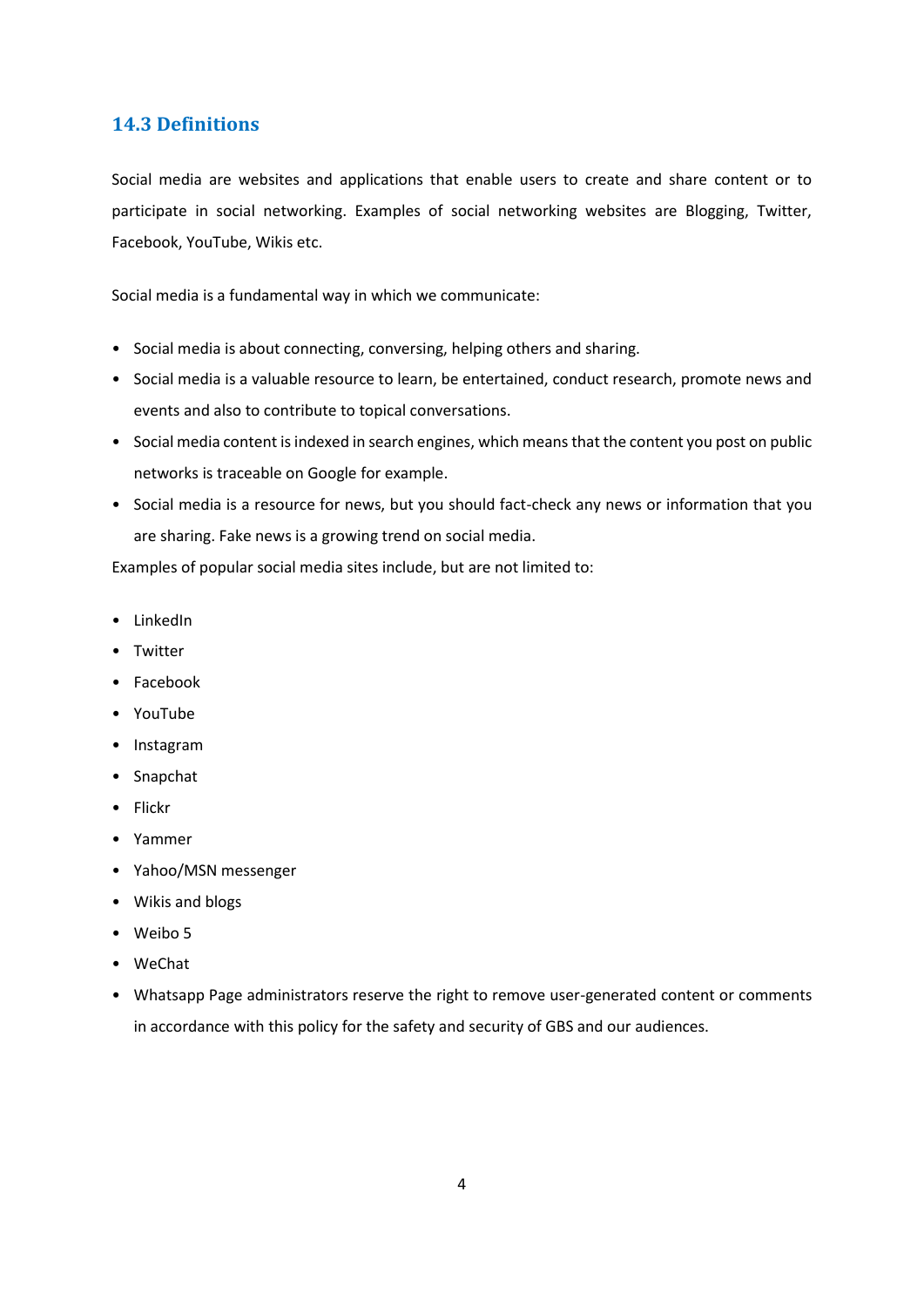## 14.3 Definitions

Social media are websites and applications that enable users to create and share content or to participate in social networking. Examples of social networking websites are Blogging, Twitter, Facebook, YouTube, Wikis etc.

Social media is a fundamental way in which we communicate:

- Social media is about connecting, conversing, helping others and sharing.
- Social media is a valuable resource to learn, be entertained, conduct research, promote news and events and also to contribute to topical conversations.
- Social media content is indexed in search engines, which means that the content you post on public networks is traceable on Google for example.
- Social media is a resource for news, but you should fact-check any news or information that you are sharing. Fake news is a growing trend on social media.

Examples of popular social media sites include, but are not limited to:

- LinkedIn
- Twitter
- Facebook
- YouTube
- Instagram
- Snapchat
- Flickr
- Yammer
- Yahoo/MSN messenger
- Wikis and blogs
- Weibo 5
- WeChat
- Whatsapp Page administrators reserve the right to remove user-generated content or comments in accordance with this policy for the safety and security of GBS and our audiences.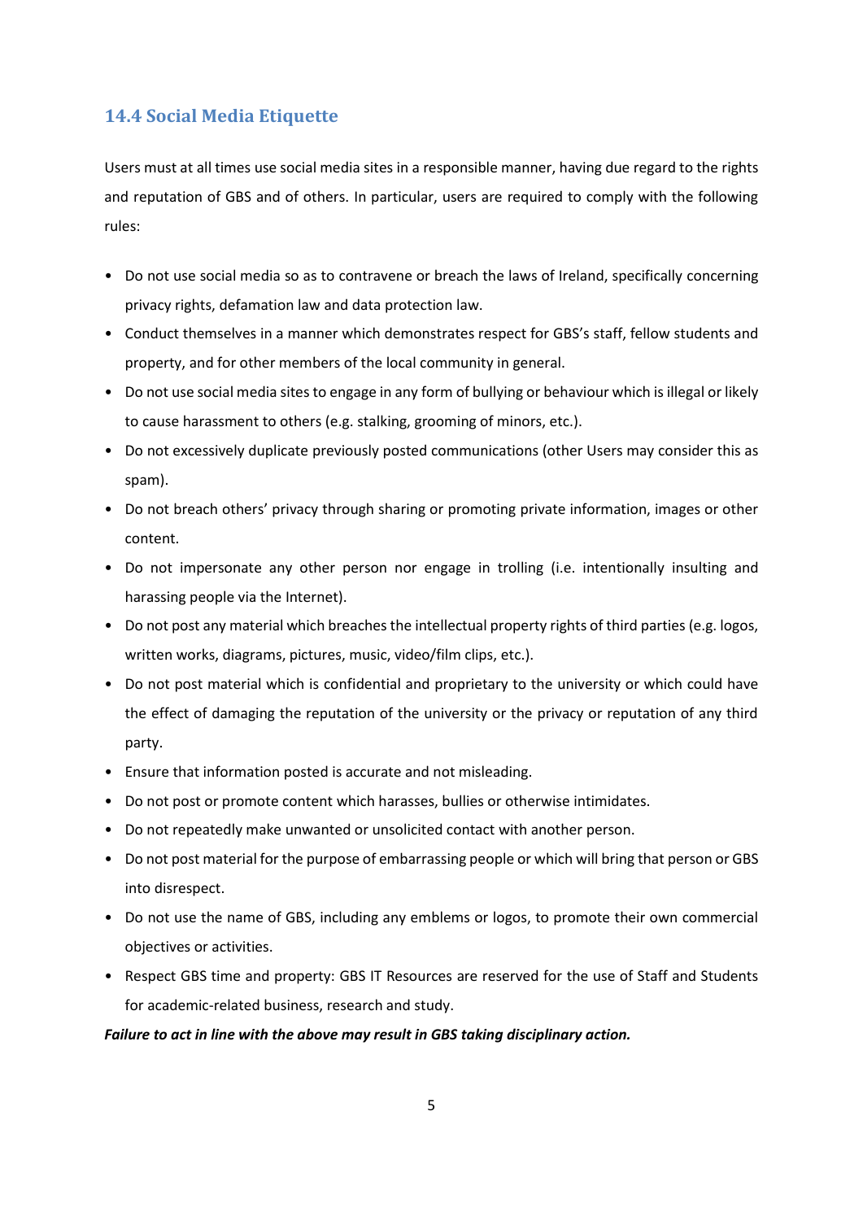### 14.4 Social Media Etiquette

Users must at all times use social media sites in a responsible manner, having due regard to the rights and reputation of GBS and of others. In particular, users are required to comply with the following rules:

- Do not use social media so as to contravene or breach the laws of Ireland, specifically concerning privacy rights, defamation law and data protection law.
- Conduct themselves in a manner which demonstrates respect for GBS's staff, fellow students and property, and for other members of the local community in general.
- Do not use social media sites to engage in any form of bullying or behaviour which is illegal or likely to cause harassment to others (e.g. stalking, grooming of minors, etc.).
- Do not excessively duplicate previously posted communications (other Users may consider this as spam).
- Do not breach others' privacy through sharing or promoting private information, images or other content.
- Do not impersonate any other person nor engage in trolling (i.e. intentionally insulting and harassing people via the Internet).
- Do not post any material which breaches the intellectual property rights of third parties (e.g. logos, written works, diagrams, pictures, music, video/film clips, etc.).
- Do not post material which is confidential and proprietary to the university or which could have the effect of damaging the reputation of the university or the privacy or reputation of any third party.
- Ensure that information posted is accurate and not misleading.
- Do not post or promote content which harasses, bullies or otherwise intimidates.
- Do not repeatedly make unwanted or unsolicited contact with another person.
- Do not post material for the purpose of embarrassing people or which will bring that person or GBS into disrespect.
- Do not use the name of GBS, including any emblems or logos, to promote their own commercial objectives or activities.
- Respect GBS time and property: GBS IT Resources are reserved for the use of Staff and Students for academic-related business, research and study.

***Failure to act in line with the above may result in GBS taking disciplinary action.***